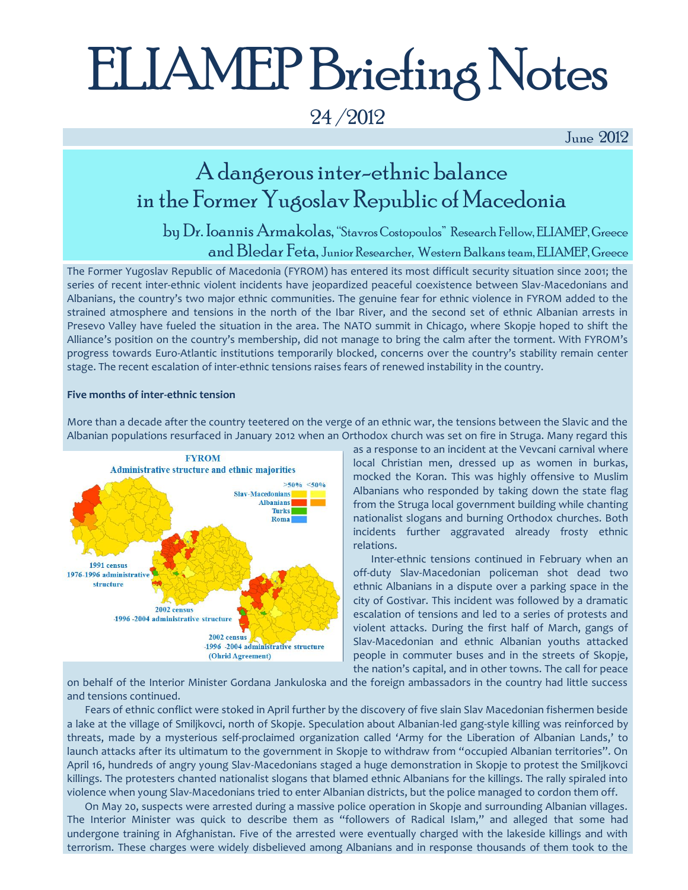# ELIAMEP Briefing Notes

24 /2012

June 2012

## A dangerous inter-ethnic balance in the Former Yugoslav Republic of Macedonia

by Dr. Ioannis Armakolas, "Stavros Costopoulos" Research Fellow, ELIAMEP, Greece and Bledar Feta, Junior Researcher, Western Balkans team, ELIAMEP, Greece

The Former Yugoslav Republic of Macedonia (FYROM) has entered its most difficult security situation since 2001; the series of recent inter-ethnic violent incidents have jeopardized peaceful coexistence between Slav-Macedonians and Albanians, the country's two major ethnic communities. The genuine fear for ethnic violence in FYROM added to the strained atmosphere and tensions in the north of the Ibar River, and the second set of ethnic Albanian arrests in Presevo Valley have fueled the situation in the area. The NATO summit in Chicago, where Skopje hoped to shift the Alliance's position on the country's membership, did not manage to bring the calm after the torment. With FYROM's progress towards Euro-Atlantic institutions temporarily blocked, concerns over the country's stability remain center stage. The recent escalation of inter-ethnic tensions raises fears of renewed instability in the country.

**Five months of inter-ethnic tension**

More than a decade after the country teetered on the verge of an ethnic war, the tensions between the Slavic and the Albanian populations resurfaced in January 2012 when an Orthodox church was set on fire in Struga. Many regard this as a response to an incident at the Vevcani carnival where local Christian men, dressed up as women in burkas, mocked the Koran. This was highly offensive to Muslim Albanians who responded by taking down the state flag from the Struga local government building while chanting nationalist slogans and burning Orthodox churches. Both incidents further aggravated already frosty ethnic relations.

Inter-ethnic tensions continued in February when an off-duty Slav-Macedonian policeman shot dead two ethnic Albanians in a dispute over a parking space in the city of Gostivar. This incident was followed by a dramatic escalation of tensions and led to a series of protests and violent attacks. During the first half of March, gangs of Slav-Macedonian and ethnic Albanian youths attacked people in commuter buses and in the streets of Skopje, the nation's capital, and in other towns. The call for peace on behalf of the Interior Minister Gordana Jankuloska and the foreign ambassadors in the country had little success and tensions continued.

Fears of ethnic conflict were stoked in April further by the discovery of five slain Slav Macedonian fishermen beside a lake at the village of Smiljkovci, north of Skopje. Speculation about Albanian-led gang-style killing was reinforced by threats, made by a mysterious self-proclaimed organization called 'Army for the Liberation of Albanian Lands,' to launch attacks after its ultimatum to the government in Skopje to withdraw from "occupied Albanian territories". On April 16, hundreds of angry young Slav-Macedonians staged a huge demonstration in Skopje to protest the Smiljkovci killings. The protesters chanted nationalist slogans that blamed ethnic Albanians for the killings. The rally spiraled into violence when young Slav-Macedonians tried to enter Albanian districts, but the police managed to cordon them off.

On May 20, suspects were arrested during a massive police operation in Skopje and surrounding Albanian villages. The Interior Minister was quick to describe them as "followers of Radical Islam," and alleged that some had undergone training in Afghanistan. Five of the arrested were eventually charged with the lakeside killings and with terrorism. These charges were widely disbelieved among Albanians and in response thousands of them took to the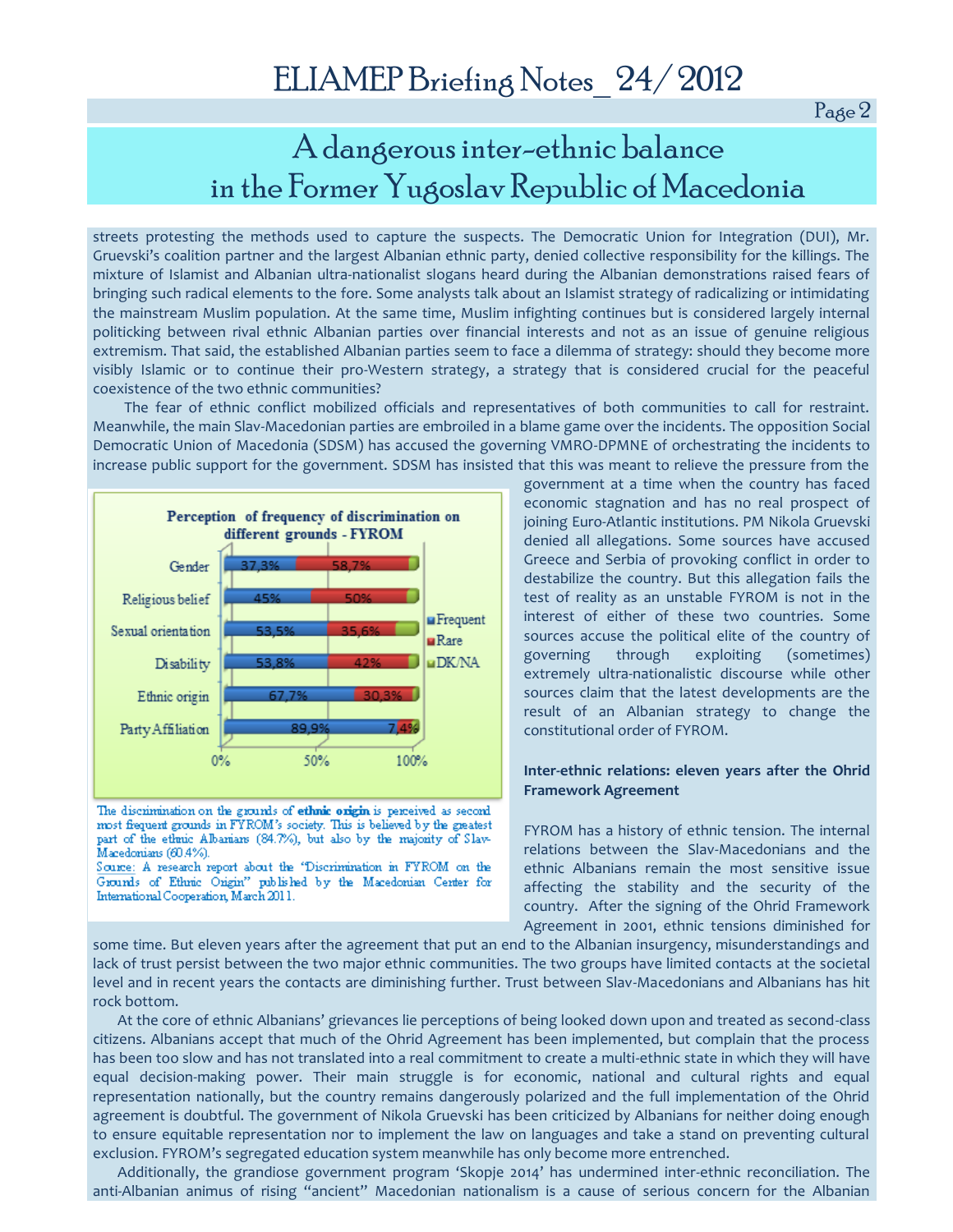## A dangerous inter-ethnic balance in the Former Yugoslav Republic of Macedonia

streets protesting the methods used to capture the suspects. The Democratic Union for Integration (DUI), Mr. Gruevski's coalition partner and the largest Albanian ethnic party, denied collective responsibility for the killings. The mixture of Islamist and Albanian ultra-nationalist slogans heard during the Albanian demonstrations raised fears of bringing such radical elements to the fore. Some analysts talk about an Islamist strategy of radicalizing or intimidating the mainstream Muslim population. At the same time, Muslim infighting continues but is considered largely internal politicking between rival ethnic Albanian parties over financial interests and not as an issue of genuine religious extremism. That said, the established Albanian parties seem to face a dilemma of strategy: should they become more visibly Islamic or to continue their pro-Western strategy, a strategy that is considered crucial for the peaceful coexistence of the two ethnic communities?

The fear of ethnic conflict mobilized officials and representatives of both communities to call for restraint. Meanwhile, the main Slav-Macedonian parties are embroiled in a blame game over the incidents. The opposition Social Democratic Union of Macedonia (SDSM) has accused the governing VMRO-DPMNE of orchestrating the incidents to increase public support for the government. SDSM has insisted that this was meant to relieve the pressure from the government at a time when the country has faced economic stagnation and has no real prospect of joining Euro-Atlantic institutions. PM Nikola Gruevski denied all allegations. Some sources have accused Greece and Serbia of provoking conflict in order to destabilize the country. But this allegation fails the test of reality as an unstable FYROM is not in the interest of either of these two countries. Some sources accuse the political elite of the country of governing through exploiting (sometimes) extremely ultra-nationalistic discourse while other sources claim that the latest developments are the result of an Albanian strategy to change the constitutional order of FYROM.

**Perception of frequency of discrimination on different grounds - FYROM**

| Grounds | Frequent | Rare |
|---|---|---|
| Gender | 37,3% | 58,7% |
| Religious belief | 45% | 50% |
| Sexual orientation | 53,5% | 35,6% |
| Disability | 53,8% | 42% |
| Ethnic origin | 67,7% | 30,3% |
| Party Affiliation | 89,9% | 7,4% |

(Legend: Frequent, Rare, DK/NA)

The discrimination on the grounds of **ethnic origin** is perceived as second most frequent grounds in FYROM's society. This is believed by the greatest part of the ethnic Albanians (84.7%), but also by the majority of Slav-Macedonians (60.4%).

Source: A research report about the "Discrimination in FYROM on the Grounds of Ethnic Origin" published by the Macedonian Center for International Cooperation, March 2011.

### Inter-ethnic relations: eleven years after the Ohrid Framework Agreement

FYROM has a history of ethnic tension. The internal relations between the Slav-Macedonians and the ethnic Albanians remain the most sensitive issue affecting the stability and the security of the country. After the signing of the Ohrid Framework Agreement in 2001, ethnic tensions diminished for some time. But eleven years after the agreement that put an end to the Albanian insurgency, misunderstandings and lack of trust persist between the two major ethnic communities. The two groups have limited contacts at the societal level and in recent years the contacts are diminishing further. Trust between Slav-Macedonians and Albanians has hit rock bottom.

At the core of ethnic Albanians' grievances lie perceptions of being looked down upon and treated as second-class citizens. Albanians accept that much of the Ohrid Agreement has been implemented, but complain that the process has been too slow and has not translated into a real commitment to create a multi-ethnic state in which they will have equal decision-making power. Their main struggle is for economic, national and cultural rights and equal representation nationally, but the country remains dangerously polarized and the full implementation of the Ohrid agreement is doubtful. The government of Nikola Gruevski has been criticized by Albanians for neither doing enough to ensure equitable representation nor to implement the law on languages and take a stand on preventing cultural exclusion. FYROM's segregated education system meanwhile has only become more entrenched.

Additionally, the grandiose government program 'Skopje 2014' has undermined inter-ethnic reconciliation. The anti-Albanian animus of rising "ancient" Macedonian nationalism is a cause of serious concern for the Albanian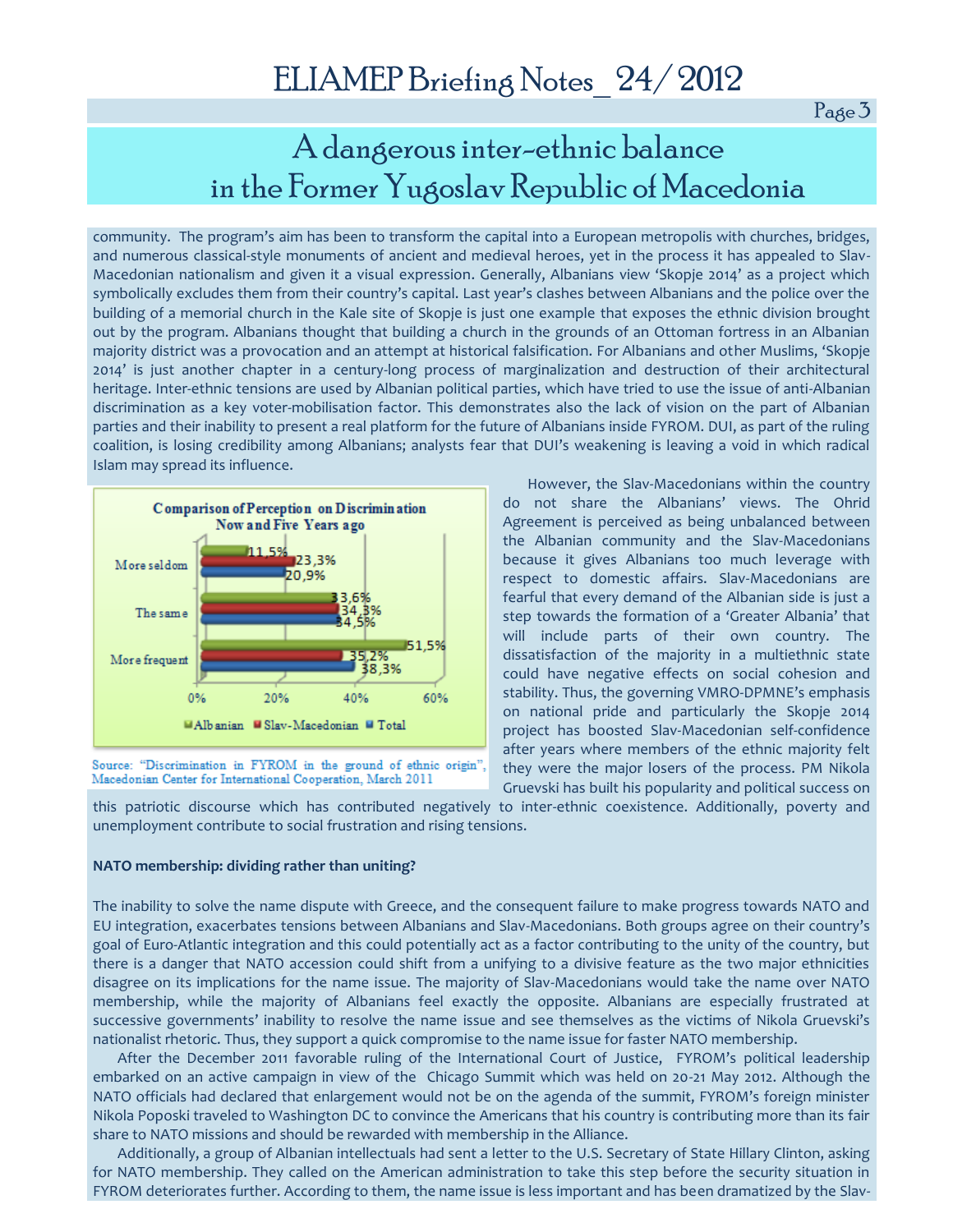community. The program's aim has been to transform the capital into a European metropolis with churches, bridges, and numerous classical-style monuments of ancient and medieval heroes, yet in the process it has appealed to Slav-Macedonian nationalism and given it a visual expression. Generally, Albanians view 'Skopje 2014' as a project which symbolically excludes them from their country's capital. Last year's clashes between Albanians and the police over the building of a memorial church in the Kale site of Skopje is just one example that exposes the ethnic division brought out by the program. Albanians thought that building a church in the grounds of an Ottoman fortress in an Albanian majority district was a provocation and an attempt at historical falsification. For Albanians and other Muslims, 'Skopje 2014' is just another chapter in a century-long process of marginalization and destruction of their architectural heritage. Inter-ethnic tensions are used by Albanian political parties, which have tried to use the issue of anti-Albanian discrimination as a key voter-mobilisation factor. This demonstrates also the lack of vision on the part of Albanian parties and their inability to present a real platform for the future of Albanians inside FYROM. DUI, as part of the ruling coalition, is losing credibility among Albanians; analysts fear that DUI's weakening is leaving a void in which radical Islam may spread its influence.

**Comparison of Perception on Discrimination Now and Five Years ago**

| | Albanian | Slav-Macedonian | Total |
|---|---|---|---|
| More seldom | 11,5% | 23,3% | 20,9% |
| The same | 33,6% | 34,3% | 34,5% |
| More frequent | 51,5% | 35,2% | 38,3% |

Source: "Discrimination in FYROM in the ground of ethnic origin", Macedonian Center for International Cooperation, March 2011

However, the Slav-Macedonians within the country do not share the Albanians' views. The Ohrid Agreement is perceived as being unbalanced between the Albanian community and the Slav-Macedonians because it gives Albanians too much leverage with respect to domestic affairs. Slav-Macedonians are fearful that every demand of the Albanian side is just a step towards the formation of a 'Greater Albania' that will include parts of their own country. The dissatisfaction of the majority in a multiethnic state could have negative effects on social cohesion and stability. Thus, the governing VMRO-DPMNE's emphasis on national pride and particularly the Skopje 2014 project has boosted Slav-Macedonian self-confidence after years where members of the ethnic majority felt they were the major losers of the process. PM Nikola Gruevski has built his popularity and political success on this patriotic discourse which has contributed negatively to inter-ethnic coexistence. Additionally, poverty and unemployment contribute to social frustration and rising tensions.

**NATO membership: dividing rather than uniting?**

The inability to solve the name dispute with Greece, and the consequent failure to make progress towards NATO and EU integration, exacerbates tensions between Albanians and Slav-Macedonians. Both groups agree on their country's goal of Euro-Atlantic integration and this could potentially act as a factor contributing to the unity of the country, but there is a danger that NATO accession could shift from a unifying to a divisive feature as the two major ethnicities disagree on its implications for the name issue. The majority of Slav-Macedonians would take the name over NATO membership, while the majority of Albanians feel exactly the opposite. Albanians are especially frustrated at successive governments' inability to resolve the name issue and see themselves as the victims of Nikola Gruevski's nationalist rhetoric. Thus, they support a quick compromise to the name issue for faster NATO membership.

After the December 2011 favorable ruling of the International Court of Justice, FYROM's political leadership embarked on an active campaign in view of the Chicago Summit which was held on 20-21 May 2012. Although the NATO officials had declared that enlargement would not be on the agenda of the summit, FYROM's foreign minister Nikola Poposki traveled to Washington DC to convince the Americans that his country is contributing more than its fair share to NATO missions and should be rewarded with membership in the Alliance.

Additionally, a group of Albanian intellectuals had sent a letter to the U.S. Secretary of State Hillary Clinton, asking for NATO membership. They called on the American administration to take this step before the security situation in FYROM deteriorates further. According to them, the name issue is less important and has been dramatized by the Slav-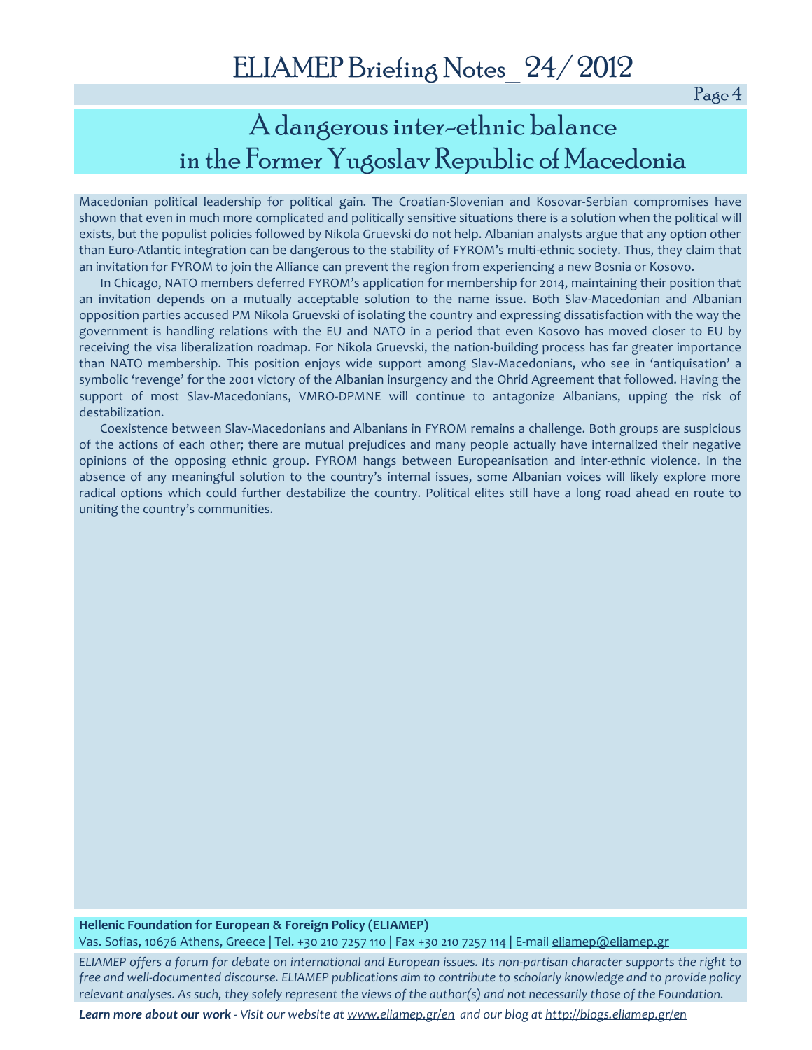Macedonian political leadership for political gain. The Croatian-Slovenian and Kosovar-Serbian compromises have shown that even in much more complicated and politically sensitive situations there is a solution when the political will exists, but the populist policies followed by Nikola Gruevski do not help. Albanian analysts argue that any option other than Euro-Atlantic integration can be dangerous to the stability of FYROM's multi-ethnic society. Thus, they claim that an invitation for FYROM to join the Alliance can prevent the region from experiencing a new Bosnia or Kosovo.

In Chicago, NATO members deferred FYROM's application for membership for 2014, maintaining their position that an invitation depends on a mutually acceptable solution to the name issue. Both Slav-Macedonian and Albanian opposition parties accused PM Nikola Gruevski of isolating the country and expressing dissatisfaction with the way the government is handling relations with the EU and NATO in a period that even Kosovo has moved closer to EU by receiving the visa liberalization roadmap. For Nikola Gruevski, the nation-building process has far greater importance than NATO membership. This position enjoys wide support among Slav-Macedonians, who see in 'antiquisation' a symbolic 'revenge' for the 2001 victory of the Albanian insurgency and the Ohrid Agreement that followed. Having the support of most Slav-Macedonians, VMRO-DPMNE will continue to antagonize Albanians, upping the risk of destabilization.

Coexistence between Slav-Macedonians and Albanians in FYROM remains a challenge. Both groups are suspicious of the actions of each other; there are mutual prejudices and many people actually have internalized their negative opinions of the opposing ethnic group. FYROM hangs between Europeanisation and inter-ethnic violence. In the absence of any meaningful solution to the country's internal issues, some Albanian voices will likely explore more radical options which could further destabilize the country. Political elites still have a long road ahead en route to uniting the country's communities.

**Hellenic Foundation for European & Foreign Policy (ELIAMEP)**
Vas. Sofias, 10676 Athens, Greece | Tel. +30 210 7257 110 | Fax +30 210 7257 114 | E-mail eliamep@eliamep.gr

*ELIAMEP offers a forum for debate on international and European issues. Its non-partisan character supports the right to free and well-documented discourse. ELIAMEP publications aim to contribute to scholarly knowledge and to provide policy relevant analyses. As such, they solely represent the views of the author(s) and not necessarily those of the Foundation.*

***Learn more about our work*** *- Visit our website at www.eliamep.gr/en and our blog at http://blogs.eliamep.gr/en*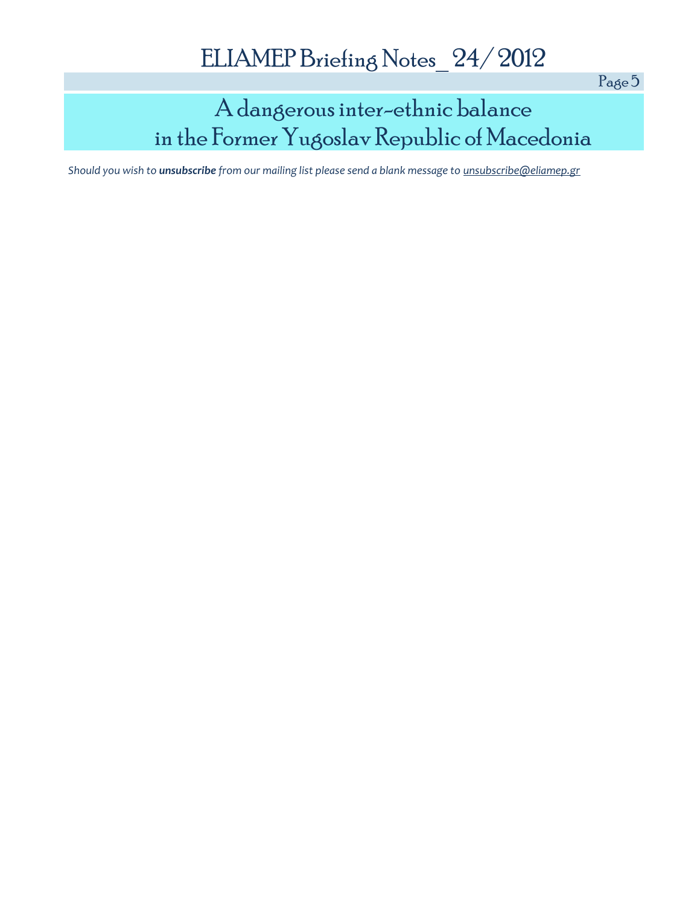*Should you wish to **unsubscribe** from our mailing list please send a blank message to unsubscribe@eliamep.gr*